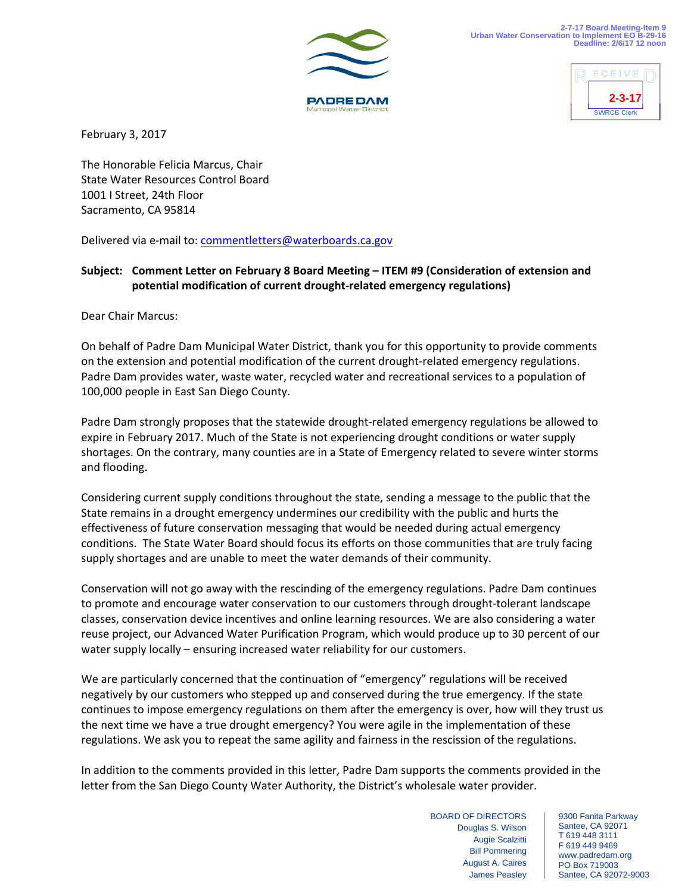PADRE DAM
Municipal Water District

2-7-17 Board Meeting-Item 9
Urban Water Conservation to Implement EO B-29-16
Deadline: 2/6/17 12 noon

RECEIVED
2-3-17
SWRCB Clerk

February 3, 2017

The Honorable Felicia Marcus, Chair
State Water Resources Control Board
1001 I Street, 24th Floor
Sacramento, CA 95814

Delivered via e-mail to: commentletters@waterboards.ca.gov

**Subject: Comment Letter on February 8 Board Meeting – ITEM #9 (Consideration of extension and potential modification of current drought-related emergency regulations)**

Dear Chair Marcus:

On behalf of Padre Dam Municipal Water District, thank you for this opportunity to provide comments on the extension and potential modification of the current drought-related emergency regulations. Padre Dam provides water, waste water, recycled water and recreational services to a population of 100,000 people in East San Diego County.

Padre Dam strongly proposes that the statewide drought-related emergency regulations be allowed to expire in February 2017. Much of the State is not experiencing drought conditions or water supply shortages. On the contrary, many counties are in a State of Emergency related to severe winter storms and flooding.

Considering current supply conditions throughout the state, sending a message to the public that the State remains in a drought emergency undermines our credibility with the public and hurts the effectiveness of future conservation messaging that would be needed during actual emergency conditions. The State Water Board should focus its efforts on those communities that are truly facing supply shortages and are unable to meet the water demands of their community.

Conservation will not go away with the rescinding of the emergency regulations. Padre Dam continues to promote and encourage water conservation to our customers through drought-tolerant landscape classes, conservation device incentives and online learning resources. We are also considering a water reuse project, our Advanced Water Purification Program, which would produce up to 30 percent of our water supply locally – ensuring increased water reliability for our customers.

We are particularly concerned that the continuation of "emergency" regulations will be received negatively by our customers who stepped up and conserved during the true emergency. If the state continues to impose emergency regulations on them after the emergency is over, how will they trust us the next time we have a true drought emergency? You were agile in the implementation of these regulations. We ask you to repeat the same agility and fairness in the rescission of the regulations.

In addition to the comments provided in this letter, Padre Dam supports the comments provided in the letter from the San Diego County Water Authority, the District's wholesale water provider.

BOARD OF DIRECTORS
Douglas S. Wilson
Augie Scalzitti
Bill Pommering
August A. Caires
James Peasley

9300 Fanita Parkway
Santee, CA 92071
T 619 448 3111
F 619 449 9469
www.padredam.org
PO Box 719003
Santee, CA 92072-9003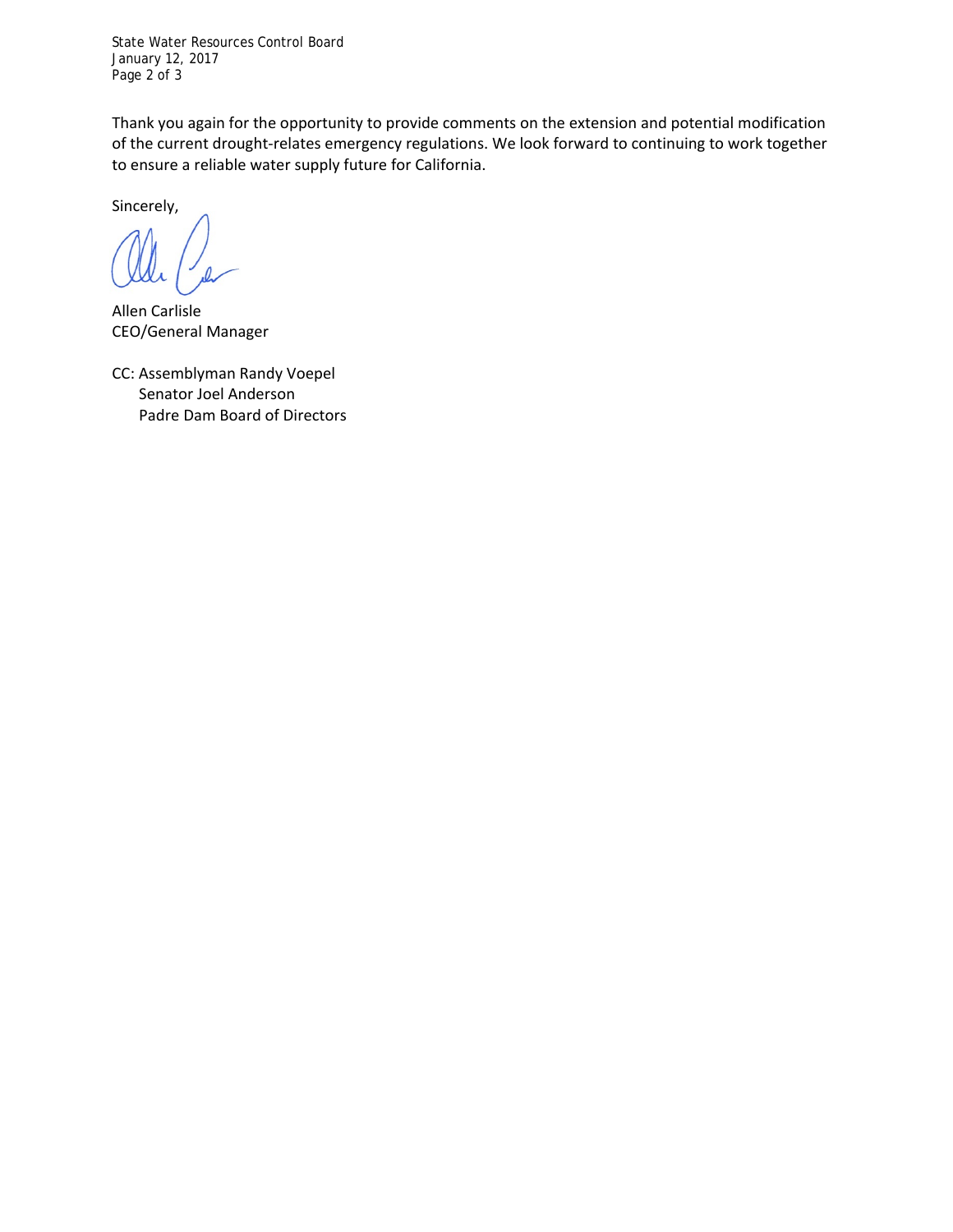Thank you again for the opportunity to provide comments on the extension and potential modification of the current drought-relates emergency regulations. We look forward to continuing to work together to ensure a reliable water supply future for California.

Sincerely,

Allen Carlisle
CEO/General Manager

CC: Assemblyman Randy Voepel
Senator Joel Anderson
Padre Dam Board of Directors